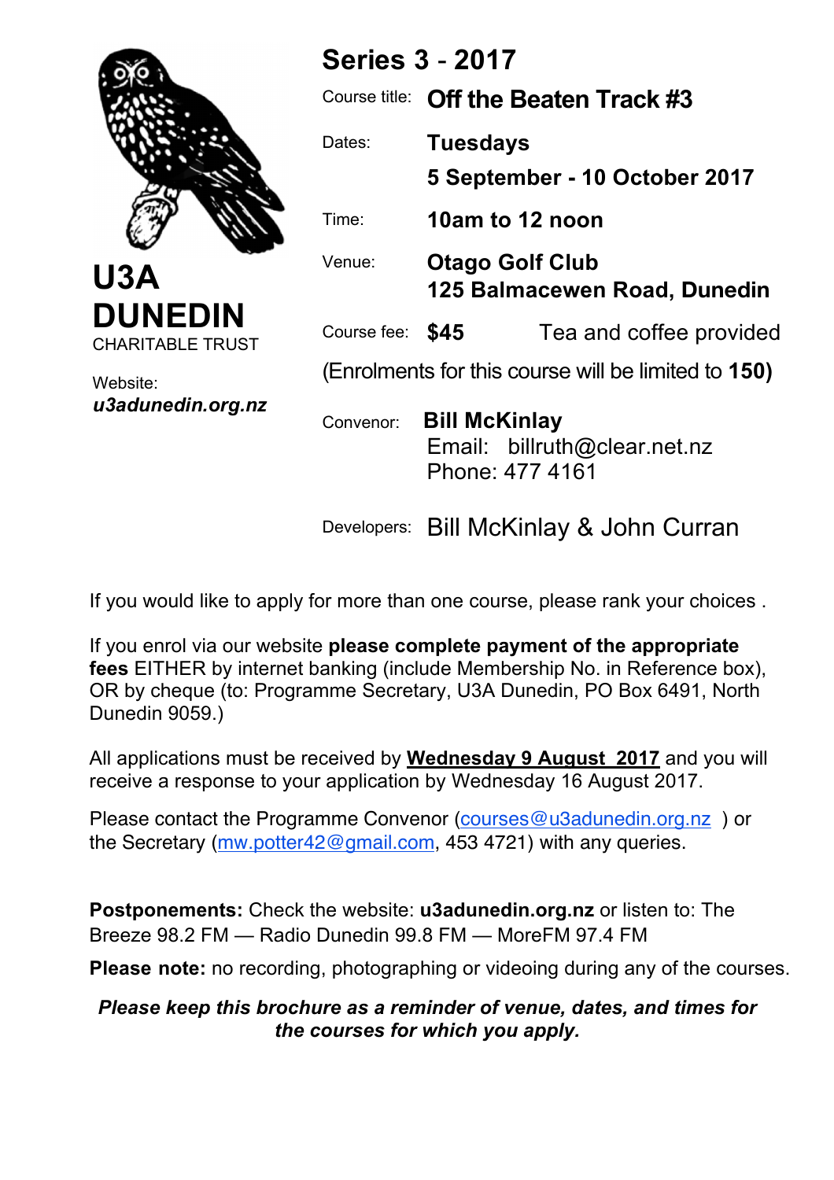# U3A DUNEDIN

CHARITABLE TRUST

Website:
***u3adunedin.org.nz***

## Series 3 - 2017

Course title: **Off the Beaten Track #3**

Dates: **Tuesdays**
**5 September - 10 October 2017**

Time: **10am to 12 noon**

Venue: **Otago Golf Club**
**125 Balmacewen Road, Dunedin**

Course fee: **$45** Tea and coffee provided

(Enrolments for this course will be limited to **150)**

Convenor: **Bill McKinlay**
Email: billruth@clear.net.nz
Phone: 477 4161

Developers: Bill McKinlay & John Curran

If you would like to apply for more than one course, please rank your choices .

If you enrol via our website **please complete payment of the appropriate fees** EITHER by internet banking (include Membership No. in Reference box), OR by cheque (to: Programme Secretary, U3A Dunedin, PO Box 6491, North Dunedin 9059.)

All applications must be received by **Wednesday 9 August 2017** and you will receive a response to your application by Wednesday 16 August 2017.

Please contact the Programme Convenor (courses@u3adunedin.org.nz ) or the Secretary (mw.potter42@gmail.com, 453 4721) with any queries.

**Postponements:** Check the website: **u3adunedin.org.nz** or listen to: The Breeze 98.2 FM — Radio Dunedin 99.8 FM — MoreFM 97.4 FM

**Please note:** no recording, photographing or videoing during any of the courses.

***Please keep this brochure as a reminder of venue, dates, and times for the courses for which you apply.***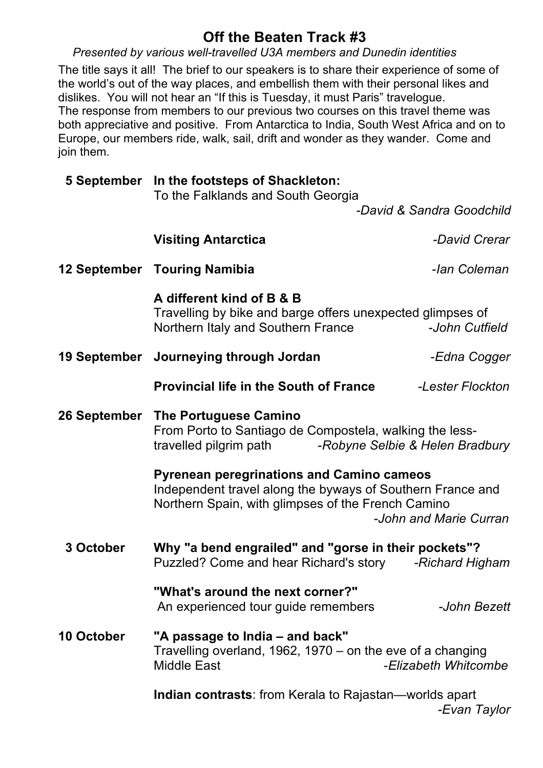# Off the Beaten Track #3

*Presented by various well-travelled U3A members and Dunedin identities*

The title says it all! The brief to our speakers is to share their experience of some of the world's out of the way places, and embellish them with their personal likes and dislikes. You will not hear an "If this is Tuesday, it must Paris" travelogue.
The response from members to our previous two courses on this travel theme was both appreciative and positive. From Antarctica to India, South West Africa and on to Europe, our members ride, walk, sail, drift and wonder as they wander. Come and join them.

**5 September**

**In the footsteps of Shackleton:**
To the Falklands and South Georgia
*-David & Sandra Goodchild*

**Visiting Antarctica** *-David Crerar*

**12 September**

**Touring Namibia** *-Ian Coleman*

**A different kind of B & B**
Travelling by bike and barge offers unexpected glimpses of Northern Italy and Southern France *-John Cutfield*

**19 September**

**Journeying through Jordan** *-Edna Cogger*

**Provincial life in the South of France** *-Lester Flockton*

**26 September**

**The Portuguese Camino**
From Porto to Santiago de Compostela, walking the less-travelled pilgrim path *-Robyne Selbie & Helen Bradbury*

**Pyrenean peregrinations and Camino cameos**
Independent travel along the byways of Southern France and Northern Spain, with glimpses of the French Camino
*-John and Marie Curran*

**3 October**

**Why "a bend engrailed" and "gorse in their pockets"?**
Puzzled? Come and hear Richard's story *-Richard Higham*

**"What's around the next corner?"**
An experienced tour guide remembers *-John Bezett*

**10 October**

**"A passage to India – and back"**
Travelling overland, 1962, 1970 – on the eve of a changing Middle East *-Elizabeth Whitcombe*

**Indian contrasts**: from Kerala to Rajastan—worlds apart
*-Evan Taylor*